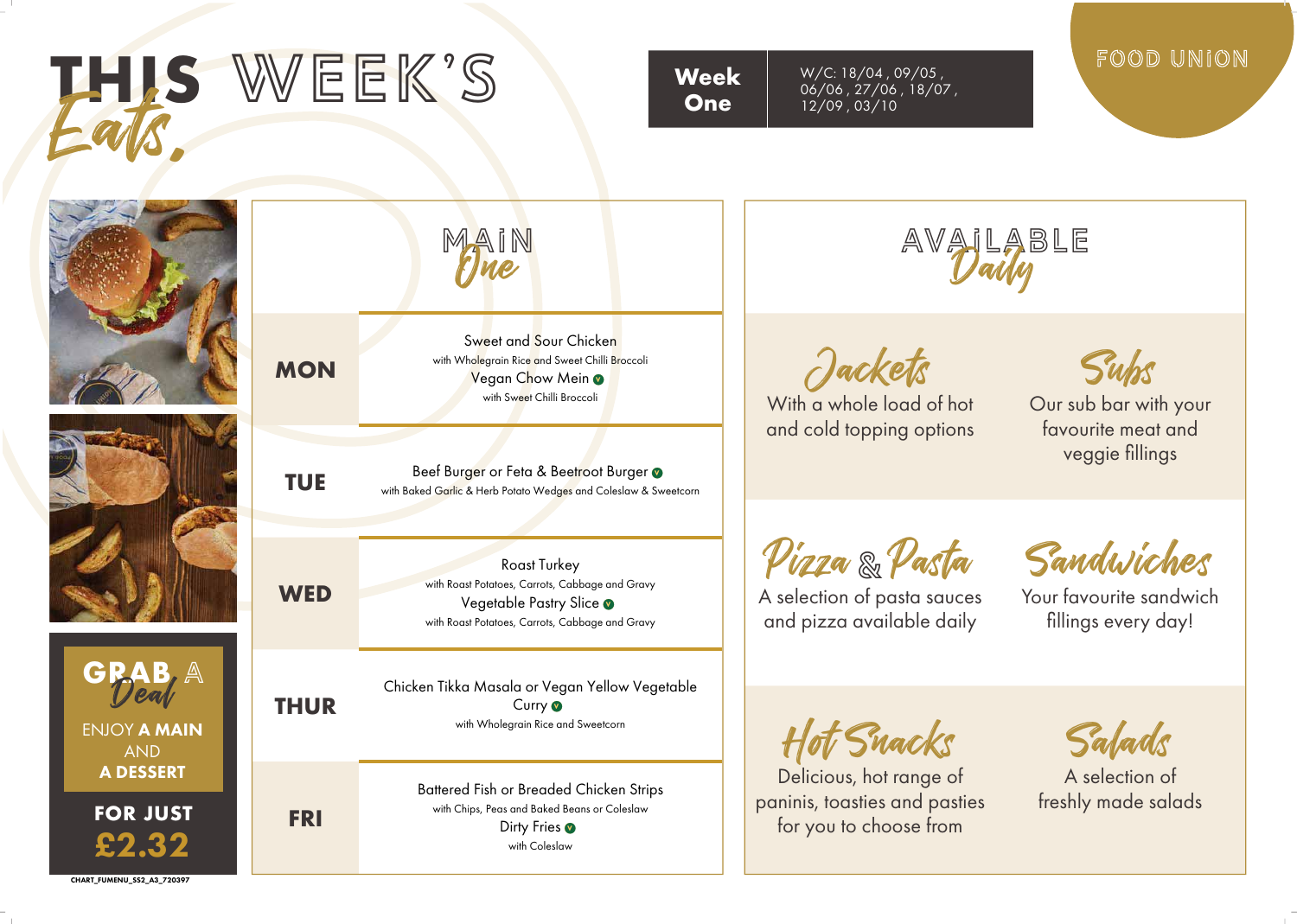# THIS WEEK'S *Eats,*

| Week One | W/C: 18/04 , 09/05 , 06/06 , 27/06 , 18/07 , 12/09 , 03/10 |
|---|---|

FOOD UNION

## MAIN *One*

| | |
|---|---|
| **MON** | Sweet and Sour Chicken<br>with Wholegrain Rice and Sweet Chilli Broccoli<br>Vegan Chow Mein (V)<br>with Sweet Chilli Broccoli |
| **TUE** | Beef Burger or Feta & Beetroot Burger (V)<br>with Baked Garlic & Herb Potato Wedges and Coleslaw & Sweetcorn |
| **WED** | Roast Turkey<br>with Roast Potatoes, Carrots, Cabbage and Gravy<br>Vegetable Pastry Slice (V)<br>with Roast Potatoes, Carrots, Cabbage and Gravy |
| **THUR** | Chicken Tikka Masala or Vegan Yellow Vegetable Curry (V)<br>with Wholegrain Rice and Sweetcorn |
| **FRI** | Battered Fish or Breaded Chicken Strips<br>with Chips, Peas and Baked Beans or Coleslaw<br>Dirty Fries (V)<br>with Coleslaw |

## AVAILABLE *Daily*

### *Jackets*
With a whole load of hot and cold topping options

### *Subs*
Our sub bar with your favourite meat and veggie fillings

### *Pizza & Pasta*
A selection of pasta sauces and pizza available daily

### *Sandwiches*
Your favourite sandwich fillings every day!

### *Hot Snacks*
Delicious, hot range of paninis, toasties and pasties for you to choose from

### *Salads*
A selection of freshly made salads

## GRAB A *Deal*

ENJOY **A MAIN** AND **A DESSERT**

**FOR JUST £2.32**

CHART_FUMENU_SS2_A3_720397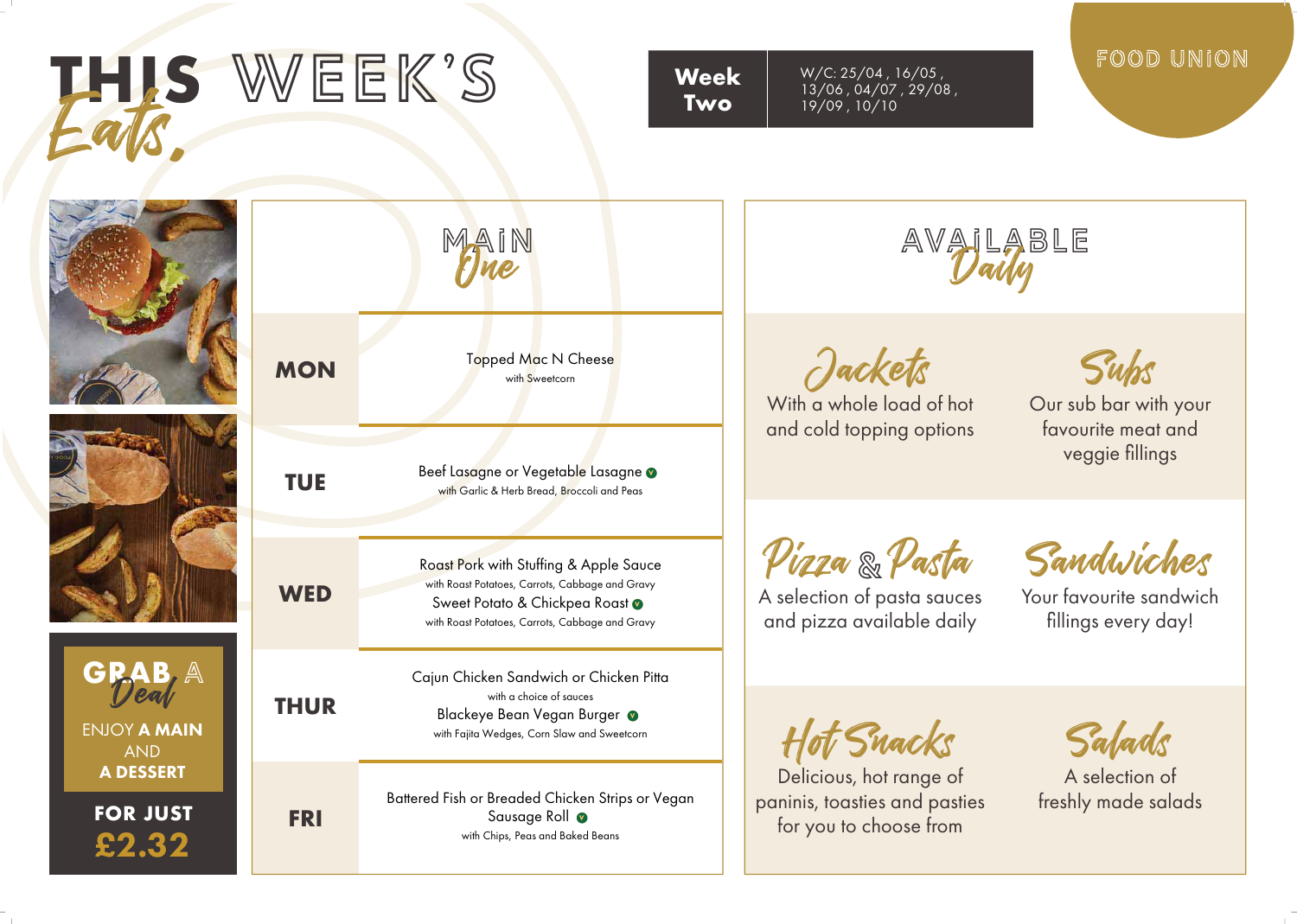# THIS WEEK'S *Eats,*

**Week Two**

W/C: 25/04 , 16/05 , 13/06 , 04/07 , 29/08 , 19/09 , 10/10

FOOD UNION

## MAIN *One*

| Day | Main |
|---|---|
| **MON** | Topped Mac N Cheese<br>with Sweetcorn |
| **TUE** | Beef Lasagne or Vegetable Lasagne (V)<br>with Garlic & Herb Bread, Broccoli and Peas |
| **WED** | Roast Pork with Stuffing & Apple Sauce<br>with Roast Potatoes, Carrots, Cabbage and Gravy<br>Sweet Potato & Chickpea Roast (V)<br>with Roast Potatoes, Carrots, Cabbage and Gravy |
| **THUR** | Cajun Chicken Sandwich or Chicken Pitta<br>with a choice of sauces<br>Blackeye Bean Vegan Burger (V)<br>with Fajita Wedges, Corn Slaw and Sweetcorn |
| **FRI** | Battered Fish or Breaded Chicken Strips or Vegan Sausage Roll (V)<br>with Chips, Peas and Baked Beans |

## AVAILABLE *Daily*

### *Jackets*
With a whole load of hot and cold topping options

### *Subs*
Our sub bar with your favourite meat and veggie fillings

### *Pizza & Pasta*
A selection of pasta sauces and pizza available daily

### *Sandwiches*
Your favourite sandwich fillings every day!

### *Hot Snacks*
Delicious, hot range of paninis, toasties and pasties for you to choose from

### *Salads*
A selection of freshly made salads

## GRAB A *Deal*

ENJOY **A MAIN** AND **A DESSERT**

**FOR JUST £2.32**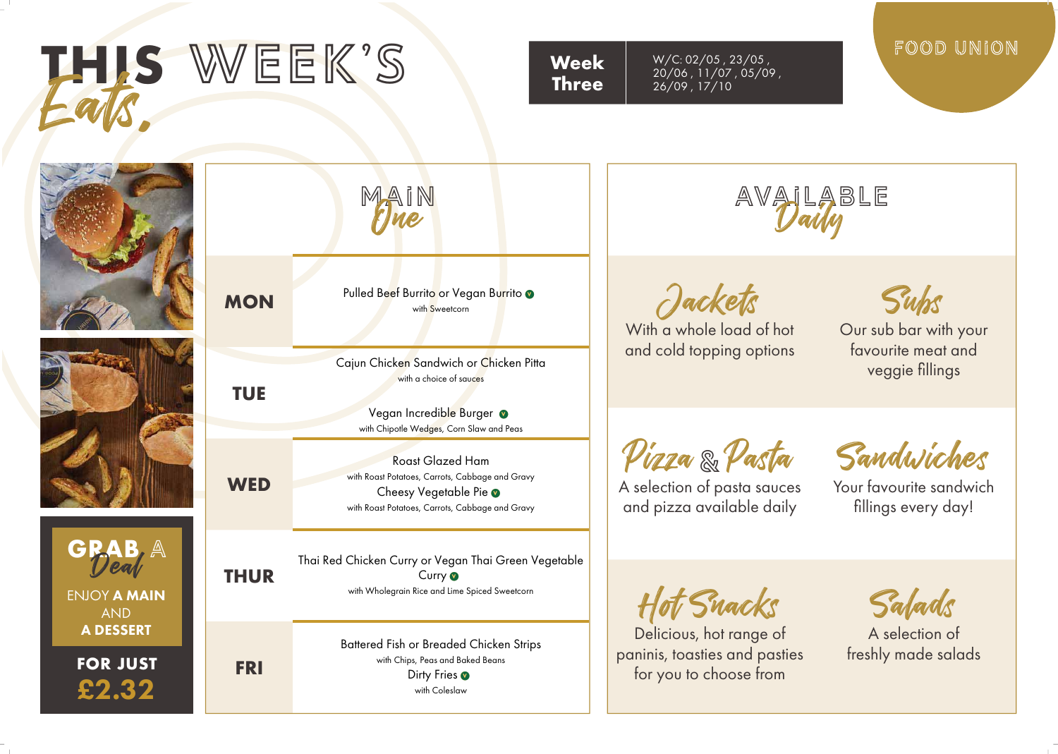# THIS WEEK'S *Eats,*

**Week Three**

W/C: 02/05 , 23/05 , 20/06 , 11/07 , 05/09 , 26/09 , 17/10

FOOD UNION

## MAIN *One*

| | |
|---|---|
| **MON** | Pulled Beef Burrito or Vegan Burrito (V)<br>with Sweetcorn |
| **TUE** | Cajun Chicken Sandwich or Chicken Pitta<br>with a choice of sauces<br><br>Vegan Incredible Burger (V)<br>with Chipotle Wedges, Corn Slaw and Peas |
| **WED** | Roast Glazed Ham<br>with Roast Potatoes, Carrots, Cabbage and Gravy<br>Cheesy Vegetable Pie (V)<br>with Roast Potatoes, Carrots, Cabbage and Gravy |
| **THUR** | Thai Red Chicken Curry or Vegan Thai Green Vegetable Curry (V)<br>with Wholegrain Rice and Lime Spiced Sweetcorn |
| **FRI** | Battered Fish or Breaded Chicken Strips<br>with Chips, Peas and Baked Beans<br>Dirty Fries (V)<br>with Coleslaw |

## AVAILABLE *Daily*

### *Jackets*
With a whole load of hot and cold topping options

### *Subs*
Our sub bar with your favourite meat and veggie fillings

### *Pizza & Pasta*
A selection of pasta sauces and pizza available daily

### *Sandwiches*
Your favourite sandwich fillings every day!

### *Hot Snacks*
Delicious, hot range of paninis, toasties and pasties for you to choose from

### *Salads*
A selection of freshly made salads

## GRAB A *Deal*

ENJOY **A MAIN** AND **A DESSERT**

**FOR JUST £2.32**